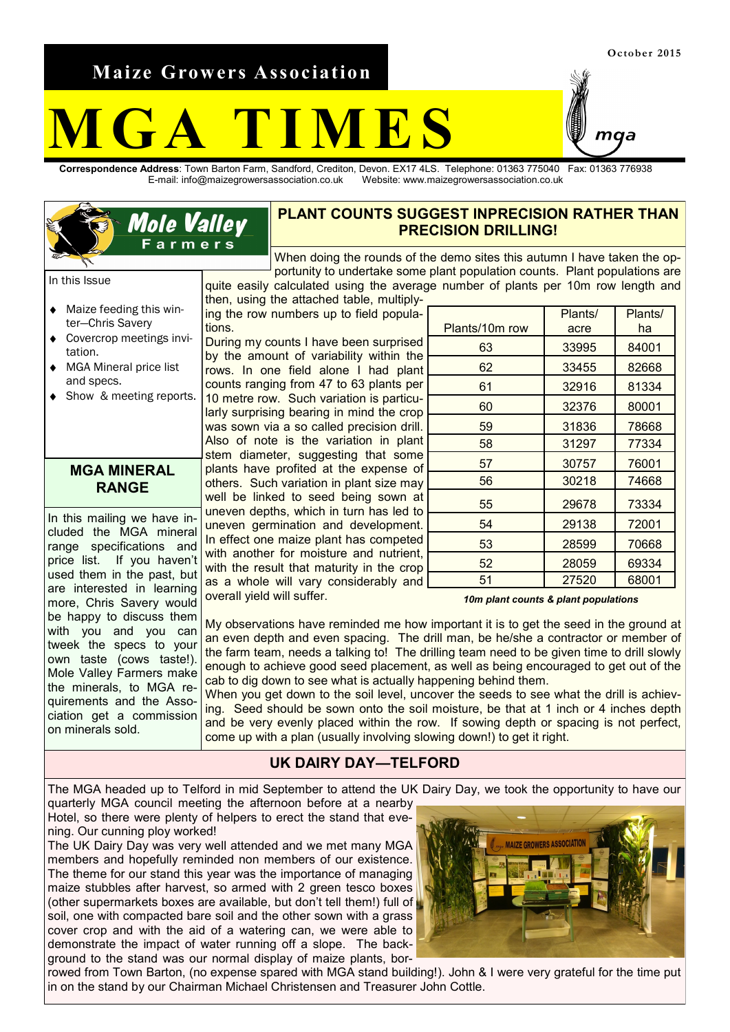October 2015

**Maize Growers Association**

# MGA TIMES

**Correspondence Address**: Town Barton Farm, Sandford, Crediton, Devon. EX17 4LS. Telephone: 01363 775040 Fax: 01363 776938
E-mail: info@maizegrowersassociation.co.uk Website: www.maizegrowersassociation.co.uk

Mole Valley Farmers

In this Issue

- Maize feeding this winter—Chris Savery
- Covercrop meetings invitation.
- MGA Mineral price list and specs.
- Show & meeting reports.

## MGA MINERAL RANGE

In this mailing we have included the MGA mineral range specifications and price list. If you haven't used them in the past, but are interested in learning more, Chris Savery would be happy to discuss them with you and you can tweek the specs to your own taste (cows taste!). Mole Valley Farmers make the minerals, to MGA requirements and the Association get a commission on minerals sold.

## PLANT COUNTS SUGGEST INPRECISION RATHER THAN PRECISION DRILLING!

When doing the rounds of the demo sites this autumn I have taken the opportunity to undertake some plant population counts. Plant populations are quite easily calculated using the average number of plants per 10m row length and then, using the attached table, multiplying the row numbers up to field populations.

During my counts I have been surprised by the amount of variability within the rows. In one field alone I had plant counts ranging from 47 to 63 plants per 10 metre row. Such variation is particularly surprising bearing in mind the crop was sown via a so called precision drill. Also of note is the variation in plant stem diameter, suggesting that some plants have profited at the expense of others. Such variation in plant size may well be linked to seed being sown at uneven depths, which in turn has led to uneven germination and development. In effect one maize plant has competed with another for moisture and nutrient, with the result that maturity in the crop as a whole will vary considerably and overall yield will suffer.

| Plants/10m row | Plants/ acre | Plants/ ha |
|---|---|---|
| 63 | 33995 | 84001 |
| 62 | 33455 | 82668 |
| 61 | 32916 | 81334 |
| 60 | 32376 | 80001 |
| 59 | 31836 | 78668 |
| 58 | 31297 | 77334 |
| 57 | 30757 | 76001 |
| 56 | 30218 | 74668 |
| 55 | 29678 | 73334 |
| 54 | 29138 | 72001 |
| 53 | 28599 | 70668 |
| 52 | 28059 | 69334 |
| 51 | 27520 | 68001 |

*10m plant counts & plant populations*

My observations have reminded me how important it is to get the seed in the ground at an even depth and even spacing. The drill man, be he/she a contractor or member of the farm team, needs a talking to! The drilling team need to be given time to drill slowly enough to achieve good seed placement, as well as being encouraged to get out of the cab to dig down to see what is actually happening behind them.

When you get down to the soil level, uncover the seeds to see what the drill is achieving. Seed should be sown onto the soil moisture, be that at 1 inch or 4 inches depth and be very evenly placed within the row. If sowing depth or spacing is not perfect, come up with a plan (usually involving slowing down!) to get it right.

## UK DAIRY DAY—TELFORD

The MGA headed up to Telford in mid September to attend the UK Dairy Day, we took the opportunity to have our quarterly MGA council meeting the afternoon before at a nearby Hotel, so there were plenty of helpers to erect the stand that evening. Our cunning ploy worked!

The UK Dairy Day was very well attended and we met many MGA members and hopefully reminded non members of our existence. The theme for our stand this year was the importance of managing maize stubbles after harvest, so armed with 2 green tesco boxes (other supermarkets boxes are available, but don't tell them!) full of soil, one with compacted bare soil and the other sown with a grass cover crop and with the aid of a watering can, we were able to demonstrate the impact of water running off a slope. The background to the stand was our normal display of maize plants, borrowed from Town Barton, (no expense spared with MGA stand building!). John & I were very grateful for the time put in on the stand by our Chairman Michael Christensen and Treasurer John Cottle.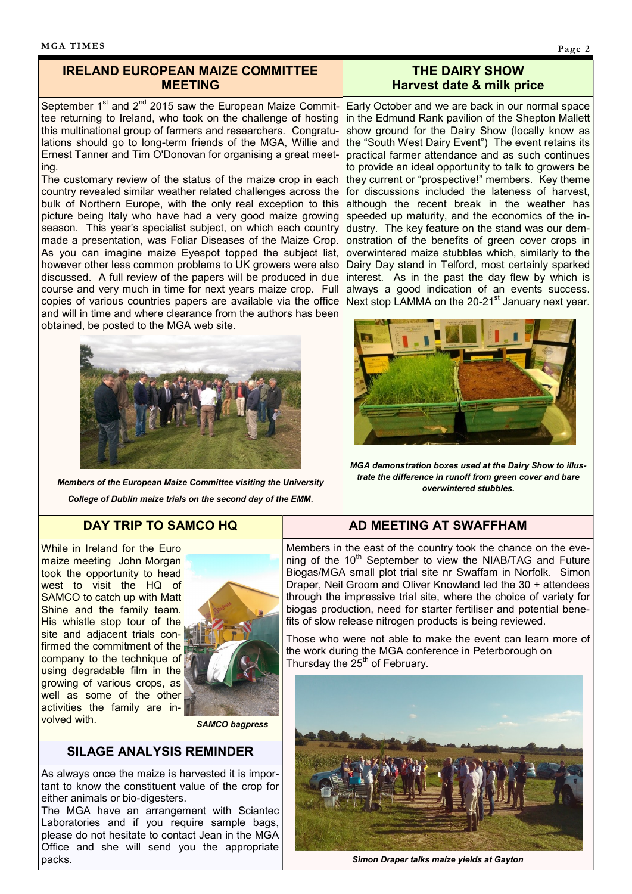## IRELAND EUROPEAN MAIZE COMMITTEE MEETING

September 1st and 2nd 2015 saw the European Maize Committee returning to Ireland, who took on the challenge of hosting this multinational group of farmers and researchers. Congratulations should go to long-term friends of the MGA, Willie and Ernest Tanner and Tim O'Donovan for organising a great meeting.

The customary review of the status of the maize crop in each country revealed similar weather related challenges across the bulk of Northern Europe, with the only real exception to this picture being Italy who have had a very good maize growing season. This year's specialist subject, on which each country made a presentation, was Foliar Diseases of the Maize Crop. As you can imagine maize Eyespot topped the subject list, however other less common problems to UK growers were also discussed. A full review of the papers will be produced in due course and very much in time for next years maize crop. Full copies of various countries papers are available via the office and will in time and where clearance from the authors has been obtained, be posted to the MGA web site.

***Members of the European Maize Committee visiting the University College of Dublin maize trials on the second day of the EMM.***

## THE DAIRY SHOW
### Harvest date & milk price

Early October and we are back in our normal space in the Edmund Rank pavilion of the Shepton Mallett show ground for the Dairy Show (locally know as the "South West Dairy Event") The event retains its practical farmer attendance and as such continues to provide an ideal opportunity to talk to growers be they current or "prospective!" members. Key theme for discussions included the lateness of harvest, although the recent break in the weather has speeded up maturity, and the economics of the industry. The key feature on the stand was our demonstration of the benefits of green cover crops in overwintered maize stubbles which, similarly to the Dairy Day stand in Telford, most certainly sparked interest. As in the past the day flew by which is always a good indication of an events success. Next stop LAMMA on the 20-21st January next year.

***MGA demonstration boxes used at the Dairy Show to illustrate the difference in runoff from green cover and bare overwintered stubbles.***

## DAY TRIP TO SAMCO HQ

While in Ireland for the Euro maize meeting John Morgan took the opportunity to head west to visit the HQ of SAMCO to catch up with Matt Shine and the family team. His whistle stop tour of the site and adjacent trials confirmed the commitment of the company to the technique of using degradable film in the growing of various crops, as well as some of the other activities the family are involved with.

***SAMCO bagpress***

## SILAGE ANALYSIS REMINDER

As always once the maize is harvested it is important to know the constituent value of the crop for either animals or bio-digesters.

The MGA have an arrangement with Sciantec Laboratories and if you require sample bags, please do not hesitate to contact Jean in the MGA Office and she will send you the appropriate packs.

## AD MEETING AT SWAFFHAM

Members in the east of the country took the chance on the evening of the 10th September to view the NIAB/TAG and Future Biogas/MGA small plot trial site nr Swaffam in Norfolk. Simon Draper, Neil Groom and Oliver Knowland led the 30 + attendees through the impressive trial site, where the choice of variety for biogas production, need for starter fertiliser and potential benefits of slow release nitrogen products is being reviewed.

Those who were not able to make the event can learn more of the work during the MGA conference in Peterborough on Thursday the 25th of February.

***Simon Draper talks maize yields at Gayton***